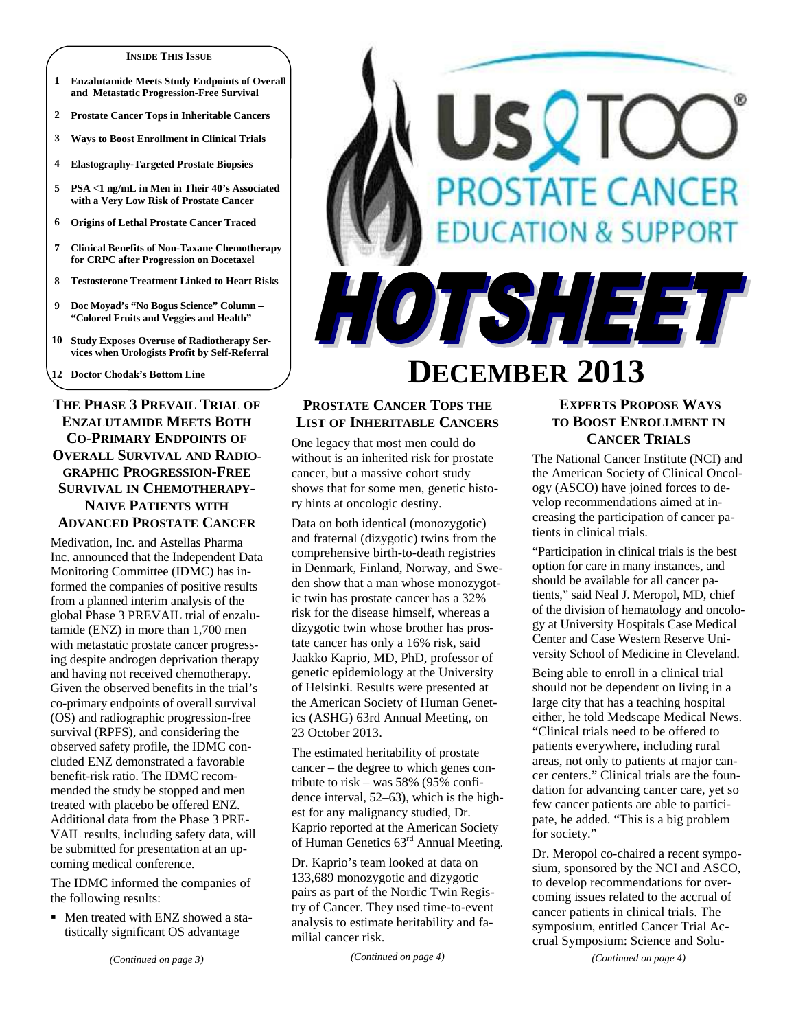**INSIDE THIS ISSUE**

1 **Enzalutamide Meets Study Endpoints of Overall and Metastatic Progression-Free Survival**

2 **Prostate Cancer Tops in Inheritable Cancers**

3 **Ways to Boost Enrollment in Clinical Trials**

4 **Elastography-Targeted Prostate Biopsies**

5 **PSA <1 ng/mL in Men in Their 40's Associated with a Very Low Risk of Prostate Cancer**

6 **Origins of Lethal Prostate Cancer Traced**

7 **Clinical Benefits of Non-Taxane Chemotherapy for CRPC after Progression on Docetaxel**

8 **Testosterone Treatment Linked to Heart Risks**

9 **Doc Moyad's "No Bogus Science" Column – "Colored Fruits and Veggies and Health"**

10 **Study Exposes Overuse of Radiotherapy Services when Urologists Profit by Self-Referral**

12 **Doctor Chodak's Bottom Line**

# US TOO® PROSTATE CANCER EDUCATION & SUPPORT

# HOTSHEET

# DECEMBER 2013

## THE PHASE 3 PREVAIL TRIAL OF ENZALUTAMIDE MEETS BOTH CO-PRIMARY ENDPOINTS OF OVERALL SURVIVAL AND RADIOGRAPHIC PROGRESSION-FREE SURVIVAL IN CHEMOTHERAPY-NAIVE PATIENTS WITH ADVANCED PROSTATE CANCER

Medivation, Inc. and Astellas Pharma Inc. announced that the Independent Data Monitoring Committee (IDMC) has informed the companies of positive results from a planned interim analysis of the global Phase 3 PREVAIL trial of enzalutamide (ENZ) in more than 1,700 men with metastatic prostate cancer progressing despite androgen deprivation therapy and having not received chemotherapy. Given the observed benefits in the trial's co-primary endpoints of overall survival (OS) and radiographic progression-free survival (RPFS), and considering the observed safety profile, the IDMC concluded ENZ demonstrated a favorable benefit-risk ratio. The IDMC recommended the study be stopped and men treated with placebo be offered ENZ. Additional data from the Phase 3 PREVAIL results, including safety data, will be submitted for presentation at an upcoming medical conference.

The IDMC informed the companies of the following results:

- Men treated with ENZ showed a statistically significant OS advantage

*(Continued on page 3)*

## PROSTATE CANCER TOPS THE LIST OF INHERITABLE CANCERS

One legacy that most men could do without is an inherited risk for prostate cancer, but a massive cohort study shows that for some men, genetic history hints at oncologic destiny.

Data on both identical (monozygotic) and fraternal (dizygotic) twins from the comprehensive birth-to-death registries in Denmark, Finland, Norway, and Sweden show that a man whose monozygotic twin has prostate cancer has a 32% risk for the disease himself, whereas a dizygotic twin whose brother has prostate cancer has only a 16% risk, said Jaakko Kaprio, MD, PhD, professor of genetic epidemiology at the University of Helsinki. Results were presented at the American Society of Human Genetics (ASHG) 63rd Annual Meeting, on 23 October 2013.

The estimated heritability of prostate cancer – the degree to which genes contribute to risk – was 58% (95% confidence interval, 52–63), which is the highest for any malignancy studied, Dr. Kaprio reported at the American Society of Human Genetics 63rd Annual Meeting.

Dr. Kaprio's team looked at data on 133,689 monozygotic and dizygotic pairs as part of the Nordic Twin Registry of Cancer. They used time-to-event analysis to estimate heritability and familial cancer risk.

*(Continued on page 4)*

## EXPERTS PROPOSE WAYS TO BOOST ENROLLMENT IN CANCER TRIALS

The National Cancer Institute (NCI) and the American Society of Clinical Oncology (ASCO) have joined forces to develop recommendations aimed at increasing the participation of cancer patients in clinical trials.

"Participation in clinical trials is the best option for care in many instances, and should be available for all cancer patients," said Neal J. Meropol, MD, chief of the division of hematology and oncology at University Hospitals Case Medical Center and Case Western Reserve University School of Medicine in Cleveland.

Being able to enroll in a clinical trial should not be dependent on living in a large city that has a teaching hospital either, he told Medscape Medical News. "Clinical trials need to be offered to patients everywhere, including rural areas, not only to patients at major cancer centers." Clinical trials are the foundation for advancing cancer care, yet so few cancer patients are able to participate, he added. "This is a big problem for society."

Dr. Meropol co-chaired a recent symposium, sponsored by the NCI and ASCO, to develop recommendations for overcoming issues related to the accrual of cancer patients in clinical trials. The symposium, entitled Cancer Trial Accrual Symposium: Science and Solu-

*(Continued on page 4)*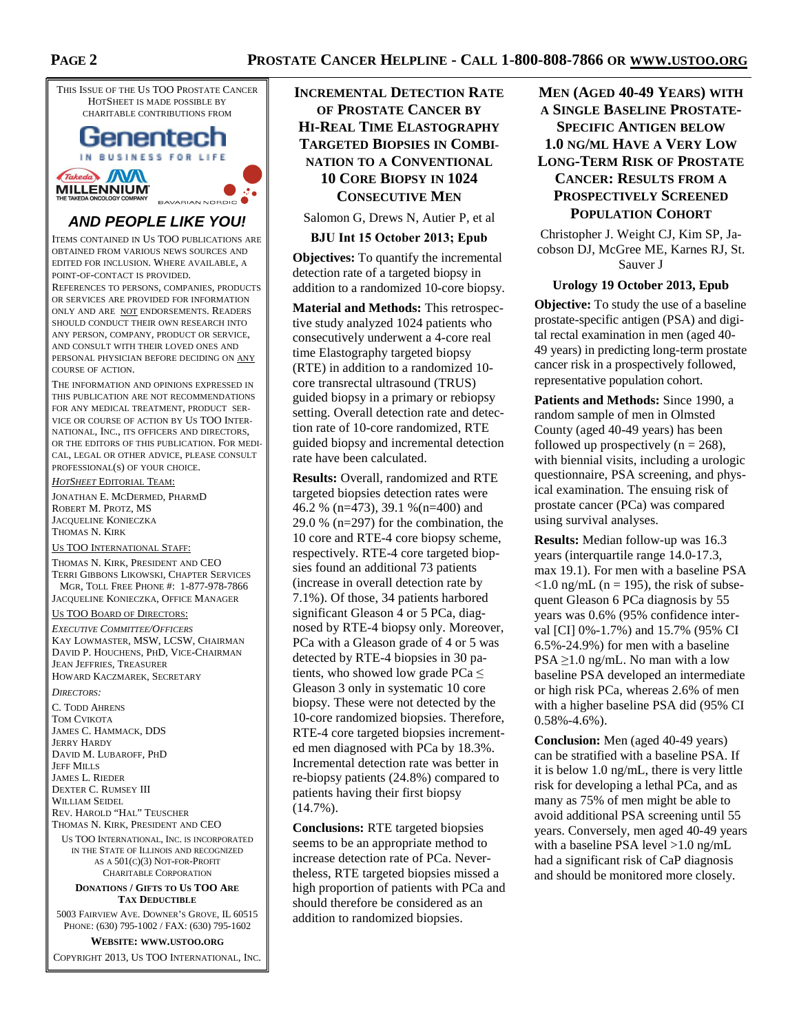This issue of the Us TOO Prostate Cancer HotSheet is made possible by charitable contributions from

Genentech — In Business For Life

Takeda Millennium — The Takeda Oncology Company

Bavarian Nordic

### *AND PEOPLE LIKE YOU!*

Items contained in Us TOO publications are obtained from various news sources and edited for inclusion. Where available, a point-of-contact is provided.

References to persons, companies, products or services are provided for information only and are not endorsements. Readers should conduct their own research into any person, company, product or service, and consult with their loved ones and personal physician before deciding on any course of action.

The information and opinions expressed in this publication are not recommendations for any medical treatment, product service or course of action by Us TOO International, Inc., its officers and directors, or the editors of this publication. For medical, legal or other advice, please consult professional(s) of your choice.

*HotSheet* Editorial Team:

Jonathan E. McDermed, PharmD
Robert M. Protz, MS
Jacqueline Konieczka
Thomas N. Kirk

Us TOO International Staff:

Thomas N. Kirk, President and CEO
Terri Gibbons Likowski, Chapter Services Mgr, Toll Free Phone #: 1-877-978-7866
Jacqueline Konieczka, Office Manager

Us TOO Board of Directors:

*Executive Committee/Officers*
Kay Lowmaster, MSW, LCSW, Chairman
David P. Houchens, PhD, Vice-Chairman
Jean Jeffries, Treasurer
Howard Kaczmarek, Secretary

*Directors:*
C. Todd Ahrens
Tom Cvikota
James C. Hammack, DDS
Jerry Hardy
David M. Lubaroff, PhD
Jeff Mills
James L. Rieder
Dexter C. Rumsey III
William Seidel
Rev. Harold "Hal" Teuscher
Thomas N. Kirk, President and CEO

Us TOO International, Inc. is incorporated in the State of Illinois and recognized as a 501(c)(3) Not-For-Profit Charitable Corporation

**Donations / Gifts to Us TOO are Tax Deductible**

5003 Fairview Ave. Downer's Grove, IL 60515
Phone: (630) 795-1002 / Fax: (630) 795-1602

**Website: www.ustoo.org**

Copyright 2013, Us TOO International, Inc.

## Incremental Detection Rate of Prostate Cancer by Hi-Real Time Elastography Targeted Biopsies in Combination to a Conventional 10 Core Biopsy in 1024 Consecutive Men

Salomon G, Drews N, Autier P, et al

**BJU Int 15 October 2013; Epub**

**Objectives:** To quantify the incremental detection rate of a targeted biopsy in addition to a randomized 10-core biopsy.

**Material and Methods:** This retrospective study analyzed 1024 patients who consecutively underwent a 4-core real time Elastography targeted biopsy (RTE) in addition to a randomized 10-core transrectal ultrasound (TRUS) guided biopsy in a primary or rebiopsy setting. Overall detection rate and detection rate of 10-core randomized, RTE guided biopsy and incremental detection rate have been calculated.

**Results:** Overall, randomized and RTE targeted biopsies detection rates were 46.2 % (n=473), 39.1 %(n=400) and 29.0 % (n=297) for the combination, the 10 core and RTE-4 core biopsy scheme, respectively. RTE-4 core targeted biopsies found an additional 73 patients (increase in overall detection rate by 7.1%). Of those, 34 patients harbored significant Gleason 4 or 5 PCa, diagnosed by RTE-4 biopsy only. Moreover, PCa with a Gleason grade of 4 or 5 was detected by RTE-4 biopsies in 30 patients, who showed low grade PCa $\leq$ Gleason 3 only in systematic 10 core biopsy. These were not detected by the 10-core randomized biopsies. Therefore, RTE-4 core targeted biopsies incremented men diagnosed with PCa by 18.3%. Incremental detection rate was better in re-biopsy patients (24.8%) compared to patients having their first biopsy (14.7%).

**Conclusions:** RTE targeted biopsies seems to be an appropriate method to increase detection rate of PCa. Nevertheless, RTE targeted biopsies missed a high proportion of patients with PCa and should therefore be considered as an addition to randomized biopsies.

## Men (Aged 40-49 Years) with a Single Baseline Prostate-Specific Antigen Below 1.0 ng/mL Have a Very Low Long-Term Risk of Prostate Cancer: Results from a Prospectively Screened Population Cohort

Christopher J. Weight CJ, Kim SP, Jacobson DJ, McGree ME, Karnes RJ, St. Sauver J

**Urology 19 October 2013, Epub**

**Objective:** To study the use of a baseline prostate-specific antigen (PSA) and digital rectal examination in men (aged 40-49 years) in predicting long-term prostate cancer risk in a prospectively followed, representative population cohort.

**Patients and Methods:** Since 1990, a random sample of men in Olmsted County (aged 40-49 years) has been followed up prospectively (n = 268), with biennial visits, including a urologic questionnaire, PSA screening, and physical examination. The ensuing risk of prostate cancer (PCa) was compared using survival analyses.

**Results:** Median follow-up was 16.3 years (interquartile range 14.0-17.3, max 19.1). For men with a baseline PSA <1.0 ng/mL (n = 195), the risk of subsequent Gleason 6 PCa diagnosis by 55 years was 0.6% (95% confidence interval [CI] 0%-1.7%) and 15.7% (95% CI 6.5%-24.9%) for men with a baseline PSA $\geq$1.0 ng/mL. No man with a low baseline PSA developed an intermediate or high risk PCa, whereas 2.6% of men with a higher baseline PSA did (95% CI 0.58%-4.6%).

**Conclusion:** Men (aged 40-49 years) can be stratified with a baseline PSA. If it is below 1.0 ng/mL, there is very little risk for developing a lethal PCa, and as many as 75% of men might be able to avoid additional PSA screening until 55 years. Conversely, men aged 40-49 years with a baseline PSA level >1.0 ng/mL had a significant risk of CaP diagnosis and should be monitored more closely.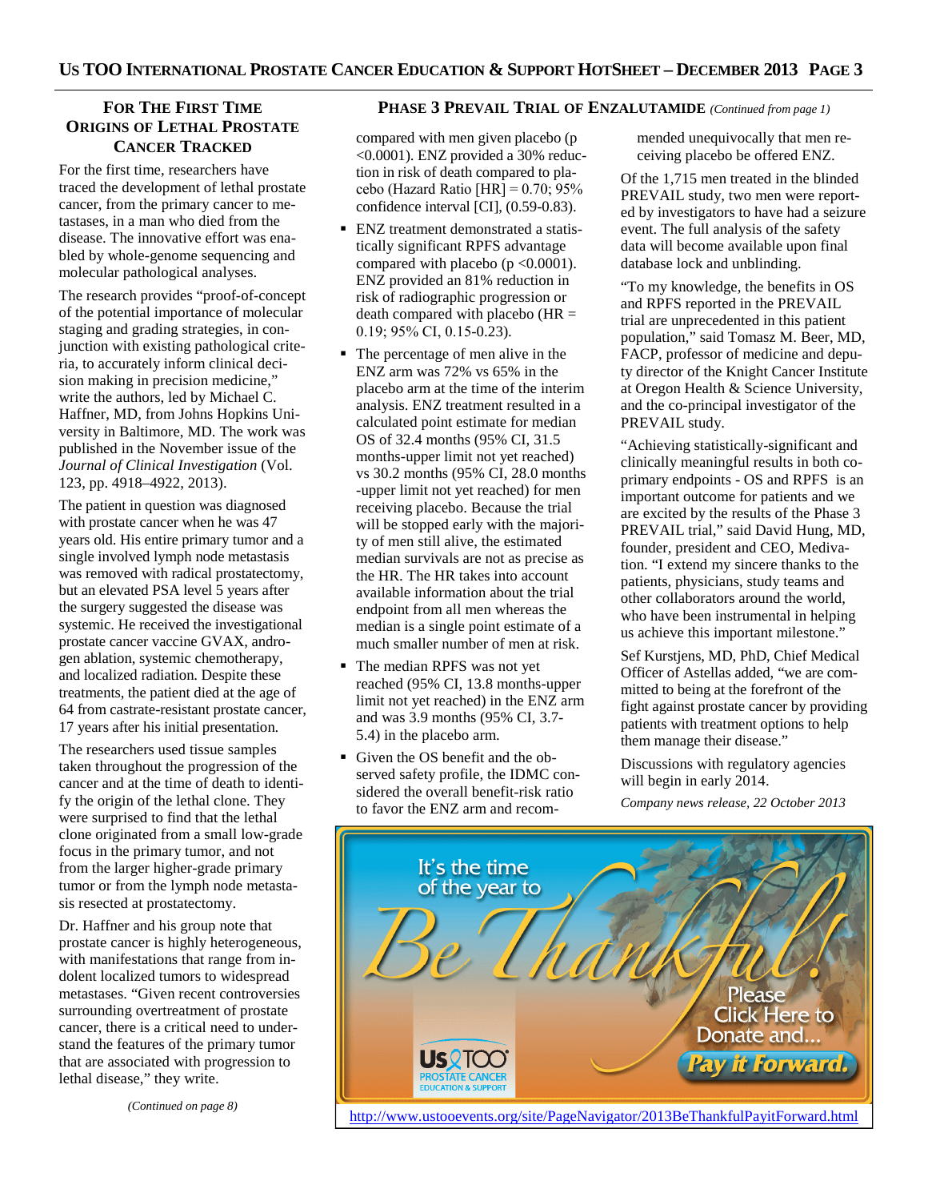## For The First Time Origins of Lethal Prostate Cancer Tracked

For the first time, researchers have traced the development of lethal prostate cancer, from the primary cancer to metastases, in a man who died from the disease. The innovative effort was enabled by whole-genome sequencing and molecular pathological analyses.

The research provides "proof-of-concept of the potential importance of molecular staging and grading strategies, in conjunction with existing pathological criteria, to accurately inform clinical decision making in precision medicine," write the authors, led by Michael C. Haffner, MD, from Johns Hopkins University in Baltimore, MD. The work was published in the November issue of the *Journal of Clinical Investigation* (Vol. 123, pp. 4918–4922, 2013).

The patient in question was diagnosed with prostate cancer when he was 47 years old. His entire primary tumor and a single involved lymph node metastasis was removed with radical prostatectomy, but an elevated PSA level 5 years after the surgery suggested the disease was systemic. He received the investigational prostate cancer vaccine GVAX, androgen ablation, systemic chemotherapy, and localized radiation. Despite these treatments, the patient died at the age of 64 from castrate-resistant prostate cancer, 17 years after his initial presentation.

The researchers used tissue samples taken throughout the progression of the cancer and at the time of death to identify the origin of the lethal clone. They were surprised to find that the lethal clone originated from a small low-grade focus in the primary tumor, and not from the larger higher-grade primary tumor or from the lymph node metastasis resected at prostatectomy.

Dr. Haffner and his group note that prostate cancer is highly heterogeneous, with manifestations that range from indolent localized tumors to widespread metastases. "Given recent controversies surrounding overtreatment of prostate cancer, there is a critical need to understand the features of the primary tumor that are associated with progression to lethal disease," they write.

*(Continued on page 8)*

## Phase 3 Prevail Trial of Enzalutamide *(Continued from page 1)*

compared with men given placebo ($p < 0.0001$). ENZ provided a 30% reduction in risk of death compared to placebo (Hazard Ratio [HR] = 0.70; 95% confidence interval [CI], (0.59-0.83).

- ENZ treatment demonstrated a statistically significant RPFS advantage compared with placebo ($p < 0.0001$). ENZ provided an 81% reduction in risk of radiographic progression or death compared with placebo (HR = 0.19; 95% CI, 0.15-0.23).
- The percentage of men alive in the ENZ arm was 72% vs 65% in the placebo arm at the time of the interim analysis. ENZ treatment resulted in a calculated point estimate for median OS of 32.4 months (95% CI, 31.5 months-upper limit not yet reached) vs 30.2 months (95% CI, 28.0 months -upper limit not yet reached) for men receiving placebo. Because the trial will be stopped early with the majority of men still alive, the estimated median survivals are not as precise as the HR. The HR takes into account available information about the trial endpoint from all men whereas the median is a single point estimate of a much smaller number of men at risk.
- The median RPFS was not yet reached (95% CI, 13.8 months-upper limit not yet reached) in the ENZ arm and was 3.9 months (95% CI, 3.7-5.4) in the placebo arm.
- Given the OS benefit and the observed safety profile, the IDMC considered the overall benefit-risk ratio to favor the ENZ arm and recommended unequivocally that men receiving placebo be offered ENZ.

Of the 1,715 men treated in the blinded PREVAIL study, two men were reported by investigators to have had a seizure event. The full analysis of the safety data will become available upon final database lock and unblinding.

"To my knowledge, the benefits in OS and RPFS reported in the PREVAIL trial are unprecedented in this patient population," said Tomasz M. Beer, MD, FACP, professor of medicine and deputy director of the Knight Cancer Institute at Oregon Health & Science University, and the co-principal investigator of the PREVAIL study.

"Achieving statistically-significant and clinically meaningful results in both co-primary endpoints - OS and RPFS is an important outcome for patients and we are excited by the results of the Phase 3 PREVAIL trial," said David Hung, MD, founder, president and CEO, Medivation. "I extend my sincere thanks to the patients, physicians, study teams and other collaborators around the world, who have been instrumental in helping us achieve this important milestone."

Sef Kurstjens, MD, PhD, Chief Medical Officer of Astellas added, "we are committed to being at the forefront of the fight against prostate cancer by providing patients with treatment options to help them manage their disease."

Discussions with regulatory agencies will begin in early 2014.

*Company news release, 22 October 2013*

It's the time of the year to Be Thankful! Please Click Here to Donate and... Pay it Forward.

Us TOO Prostate Cancer Education & Support

http://www.ustooevents.org/site/PageNavigator/2013BeThankfulPayitForward.html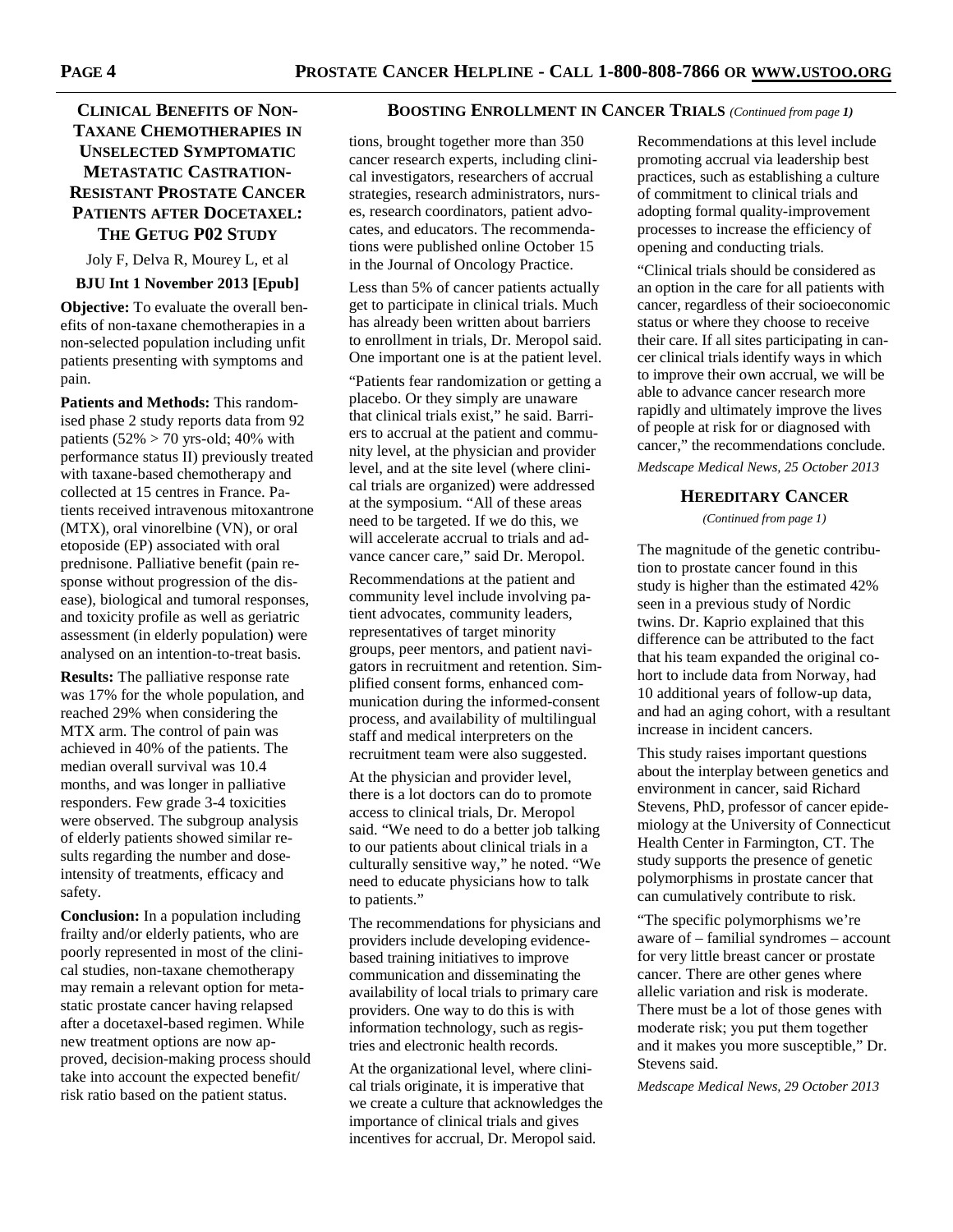## Clinical Benefits of Non-Taxane Chemotherapies in Unselected Symptomatic Metastatic Castration-Resistant Prostate Cancer Patients after Docetaxel: The GETUG P02 Study

Joly F, Delva R, Mourey L, et al

**BJU Int 1 November 2013 [Epub]**

**Objective:** To evaluate the overall benefits of non-taxane chemotherapies in a non-selected population including unfit patients presenting with symptoms and pain.

**Patients and Methods:** This randomised phase 2 study reports data from 92 patients (52% > 70 yrs-old; 40% with performance status II) previously treated with taxane-based chemotherapy and collected at 15 centres in France. Patients received intravenous mitoxantrone (MTX), oral vinorelbine (VN), or oral etoposide (EP) associated with oral prednisone. Palliative benefit (pain response without progression of the disease), biological and tumoral responses, and toxicity profile as well as geriatric assessment (in elderly population) were analysed on an intention-to-treat basis.

**Results:** The palliative response rate was 17% for the whole population, and reached 29% when considering the MTX arm. The control of pain was achieved in 40% of the patients. The median overall survival was 10.4 months, and was longer in palliative responders. Few grade 3-4 toxicities were observed. The subgroup analysis of elderly patients showed similar results regarding the number and dose-intensity of treatments, efficacy and safety.

**Conclusion:** In a population including frailty and/or elderly patients, who are poorly represented in most of the clinical studies, non-taxane chemotherapy may remain a relevant option for metastatic prostate cancer having relapsed after a docetaxel-based regimen. While new treatment options are now approved, decision-making process should take into account the expected benefit/ risk ratio based on the patient status.

## Boosting Enrollment in Cancer Trials *(Continued from page 1)*

tions, brought together more than 350 cancer research experts, including clinical investigators, researchers of accrual strategies, research administrators, nurses, research coordinators, patient advocates, and educators. The recommendations were published online October 15 in the Journal of Oncology Practice.

Less than 5% of cancer patients actually get to participate in clinical trials. Much has already been written about barriers to enrollment in trials, Dr. Meropol said. One important one is at the patient level.

"Patients fear randomization or getting a placebo. Or they simply are unaware that clinical trials exist," he said. Barriers to accrual at the patient and community level, at the physician and provider level, and at the site level (where clinical trials are organized) were addressed at the symposium. "All of these areas need to be targeted. If we do this, we will accelerate accrual to trials and advance cancer care," said Dr. Meropol.

Recommendations at the patient and community level include involving patient advocates, community leaders, representatives of target minority groups, peer mentors, and patient navigators in recruitment and retention. Simplified consent forms, enhanced communication during the informed-consent process, and availability of multilingual staff and medical interpreters on the recruitment team were also suggested.

At the physician and provider level, there is a lot doctors can do to promote access to clinical trials, Dr. Meropol said. "We need to do a better job talking to our patients about clinical trials in a culturally sensitive way," he noted. "We need to educate physicians how to talk to patients."

The recommendations for physicians and providers include developing evidence-based training initiatives to improve communication and disseminating the availability of local trials to primary care providers. One way to do this is with information technology, such as registries and electronic health records.

At the organizational level, where clinical trials originate, it is imperative that we create a culture that acknowledges the importance of clinical trials and gives incentives for accrual, Dr. Meropol said.

Recommendations at this level include promoting accrual via leadership best practices, such as establishing a culture of commitment to clinical trials and adopting formal quality-improvement processes to increase the efficiency of opening and conducting trials.

"Clinical trials should be considered as an option in the care for all patients with cancer, regardless of their socioeconomic status or where they choose to receive their care. If all sites participating in cancer clinical trials identify ways in which to improve their own accrual, we will be able to advance cancer research more rapidly and ultimately improve the lives of people at risk for or diagnosed with cancer," the recommendations conclude.

*Medscape Medical News, 25 October 2013*

## Hereditary Cancer

*(Continued from page 1)*

The magnitude of the genetic contribution to prostate cancer found in this study is higher than the estimated 42% seen in a previous study of Nordic twins. Dr. Kaprio explained that this difference can be attributed to the fact that his team expanded the original cohort to include data from Norway, had 10 additional years of follow-up data, and had an aging cohort, with a resultant increase in incident cancers.

This study raises important questions about the interplay between genetics and environment in cancer, said Richard Stevens, PhD, professor of cancer epidemiology at the University of Connecticut Health Center in Farmington, CT. The study supports the presence of genetic polymorphisms in prostate cancer that can cumulatively contribute to risk.

"The specific polymorphisms we're aware of – familial syndromes – account for very little breast cancer or prostate cancer. There are other genes where allelic variation and risk is moderate. There must be a lot of those genes with moderate risk; you put them together and it makes you more susceptible," Dr. Stevens said.

*Medscape Medical News, 29 October 2013*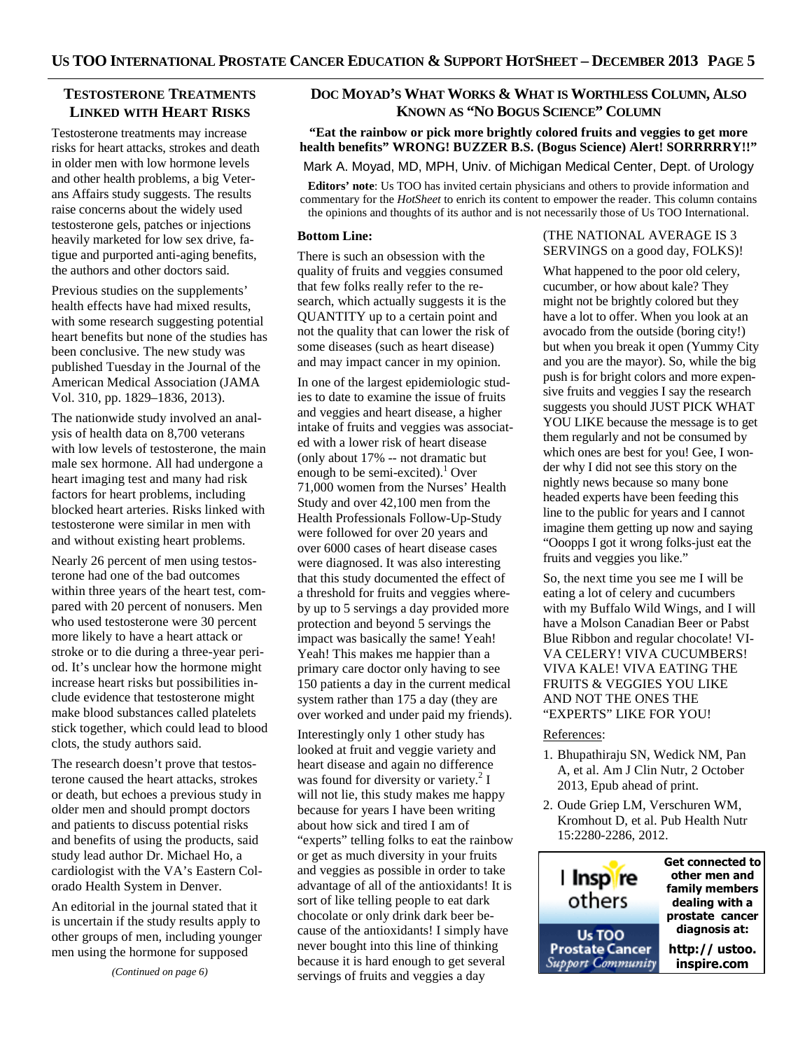## Testosterone Treatments Linked with Heart Risks

Testosterone treatments may increase risks for heart attacks, strokes and death in older men with low hormone levels and other health problems, a big Veterans Affairs study suggests. The results raise concerns about the widely used testosterone gels, patches or injections heavily marketed for low sex drive, fatigue and purported anti-aging benefits, the authors and other doctors said.

Previous studies on the supplements' health effects have had mixed results, with some research suggesting potential heart benefits but none of the studies has been conclusive. The new study was published Tuesday in the Journal of the American Medical Association (JAMA Vol. 310, pp. 1829–1836, 2013).

The nationwide study involved an analysis of health data on 8,700 veterans with low levels of testosterone, the main male sex hormone. All had undergone a heart imaging test and many had risk factors for heart problems, including blocked heart arteries. Risks linked with testosterone were similar in men with and without existing heart problems.

Nearly 26 percent of men using testosterone had one of the bad outcomes within three years of the heart test, compared with 20 percent of nonusers. Men who used testosterone were 30 percent more likely to have a heart attack or stroke or to die during a three-year period. It's unclear how the hormone might increase heart risks but possibilities include evidence that testosterone might make blood substances called platelets stick together, which could lead to blood clots, the study authors said.

The research doesn't prove that testosterone caused the heart attacks, strokes or death, but echoes a previous study in older men and should prompt doctors and patients to discuss potential risks and benefits of using the products, said study lead author Dr. Michael Ho, a cardiologist with the VA's Eastern Colorado Health System in Denver.

An editorial in the journal stated that it is uncertain if the study results apply to other groups of men, including younger men using the hormone for supposed

*(Continued on page 6)*

## Doc Moyad's What Works & What is Worthless Column, Also Known as "No Bogus Science" Column

**"Eat the rainbow or pick more brightly colored fruits and veggies to get more health benefits" WRONG! BUZZER B.S. (Bogus Science) Alert! SORRRRRY!!"**

Mark A. Moyad, MD, MPH, Univ. of Michigan Medical Center, Dept. of Urology

**Editors' note**: Us TOO has invited certain physicians and others to provide information and commentary for the *HotSheet* to enrich its content to empower the reader. This column contains the opinions and thoughts of its author and is not necessarily those of Us TOO International.

**Bottom Line:**

There is such an obsession with the quality of fruits and veggies consumed that few folks really refer to the research, which actually suggests it is the QUANTITY up to a certain point and not the quality that can lower the risk of some diseases (such as heart disease) and may impact cancer in my opinion.

In one of the largest epidemiologic studies to date to examine the issue of fruits and veggies and heart disease, a higher intake of fruits and veggies was associated with a lower risk of heart disease (only about 17% -- not dramatic but enough to be semi-excited).[1] Over 71,000 women from the Nurses' Health Study and over 42,100 men from the Health Professionals Follow-Up-Study were followed for over 20 years and over 6000 cases of heart disease cases were diagnosed. It was also interesting that this study documented the effect of a threshold for fruits and veggies whereby up to 5 servings a day provided more protection and beyond 5 servings the impact was basically the same! Yeah! Yeah! This makes me happier than a primary care doctor only having to see 150 patients a day in the current medical system rather than 175 a day (they are over worked and under paid my friends).

Interestingly only 1 other study has looked at fruit and veggie variety and heart disease and again no difference was found for diversity or variety.[2] I will not lie, this study makes me happy because for years I have been writing about how sick and tired I am of "experts" telling folks to eat the rainbow or get as much diversity in your fruits and veggies as possible in order to take advantage of all of the antioxidants! It is sort of like telling people to eat dark chocolate or only drink dark beer because of the antioxidants! I simply have never bought into this line of thinking because it is hard enough to get several servings of fruits and veggies a day (THE NATIONAL AVERAGE IS 3 SERVINGS on a good day, FOLKS)!

What happened to the poor old celery, cucumber, or how about kale? They might not be brightly colored but they have a lot to offer. When you look at an avocado from the outside (boring city!) but when you break it open (Yummy City and you are the mayor). So, while the big push is for bright colors and more expensive fruits and veggies I say the research suggests you should JUST PICK WHAT YOU LIKE because the message is to get them regularly and not be consumed by which ones are best for you! Gee, I wonder why I did not see this story on the nightly news because so many bone headed experts have been feeding this line to the public for years and I cannot imagine them getting up now and saying "Ooopps I got it wrong folks-just eat the fruits and veggies you like."

So, the next time you see me I will be eating a lot of celery and cucumbers with my Buffalo Wild Wings, and I will have a Molson Canadian Beer or Pabst Blue Ribbon and regular chocolate! VIVA CELERY! VIVA CUCUMBERS! VIVA KALE! VIVA EATING THE FRUITS & VEGGIES YOU LIKE AND NOT THE ONES THE "EXPERTS" LIKE FOR YOU!

References:

1. Bhupathiraju SN, Wedick NM, Pan A, et al. Am J Clin Nutr, 2 October 2013, Epub ahead of print.
2. Oude Griep LM, Verschuren WM, Kromhout D, et al. Pub Health Nutr 15:2280-2286, 2012.

I Inspire others — Us TOO Prostate Cancer Support Community

**Get connected to other men and family members dealing with a prostate cancer diagnosis at:**

**http://ustoo.inspire.com**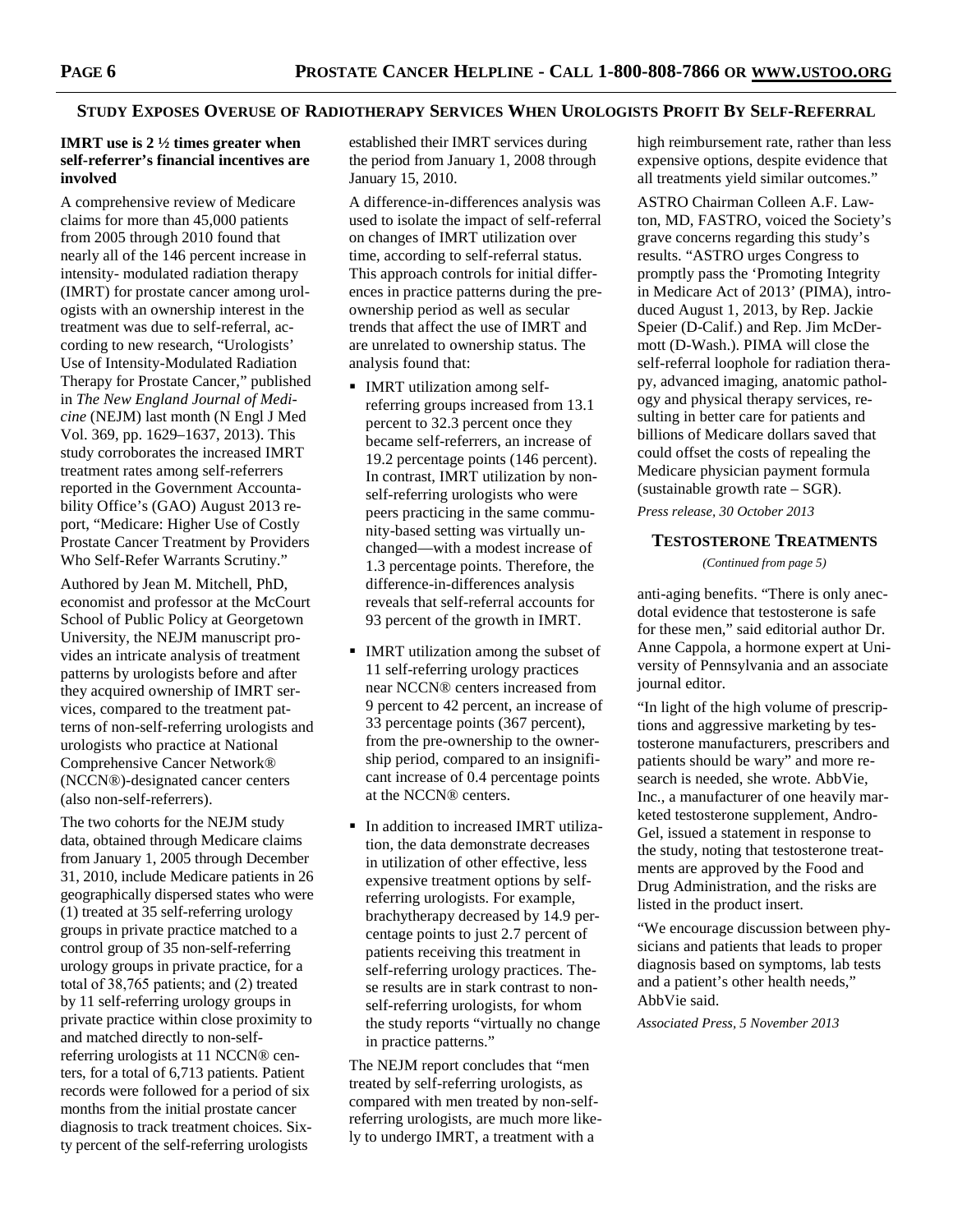## Study Exposes Overuse of Radiotherapy Services When Urologists Profit By Self-Referral

**IMRT use is 2 ½ times greater when self-referrer's financial incentives are involved**

A comprehensive review of Medicare claims for more than 45,000 patients from 2005 through 2010 found that nearly all of the 146 percent increase in intensity- modulated radiation therapy (IMRT) for prostate cancer among urologists with an ownership interest in the treatment was due to self-referral, according to new research, "Urologists' Use of Intensity-Modulated Radiation Therapy for Prostate Cancer," published in *The New England Journal of Medicine* (NEJM) last month (N Engl J Med Vol. 369, pp. 1629–1637, 2013). This study corroborates the increased IMRT treatment rates among self-referrers reported in the Government Accountability Office's (GAO) August 2013 report, "Medicare: Higher Use of Costly Prostate Cancer Treatment by Providers Who Self-Refer Warrants Scrutiny."

Authored by Jean M. Mitchell, PhD, economist and professor at the McCourt School of Public Policy at Georgetown University, the NEJM manuscript provides an intricate analysis of treatment patterns by urologists before and after they acquired ownership of IMRT services, compared to the treatment patterns of non-self-referring urologists and urologists who practice at National Comprehensive Cancer Network® (NCCN®)-designated cancer centers (also non-self-referrers).

The two cohorts for the NEJM study data, obtained through Medicare claims from January 1, 2005 through December 31, 2010, include Medicare patients in 26 geographically dispersed states who were (1) treated at 35 self-referring urology groups in private practice matched to a control group of 35 non-self-referring urology groups in private practice, for a total of 38,765 patients; and (2) treated by 11 self-referring urology groups in private practice within close proximity to and matched directly to non-self-referring urologists at 11 NCCN® centers, for a total of 6,713 patients. Patient records were followed for a period of six months from the initial prostate cancer diagnosis to track treatment choices. Sixty percent of the self-referring urologists established their IMRT services during the period from January 1, 2008 through January 15, 2010.

A difference-in-differences analysis was used to isolate the impact of self-referral on changes of IMRT utilization over time, according to self-referral status. This approach controls for initial differences in practice patterns during the pre-ownership period as well as secular trends that affect the use of IMRT and are unrelated to ownership status. The analysis found that:

- IMRT utilization among self-referring groups increased from 13.1 percent to 32.3 percent once they became self-referrers, an increase of 19.2 percentage points (146 percent). In contrast, IMRT utilization by non-self-referring urologists who were peers practicing in the same community-based setting was virtually unchanged—with a modest increase of 1.3 percentage points. Therefore, the difference-in-differences analysis reveals that self-referral accounts for 93 percent of the growth in IMRT.
- IMRT utilization among the subset of 11 self-referring urology practices near NCCN® centers increased from 9 percent to 42 percent, an increase of 33 percentage points (367 percent), from the pre-ownership to the ownership period, compared to an insignificant increase of 0.4 percentage points at the NCCN® centers.
- In addition to increased IMRT utilization, the data demonstrate decreases in utilization of other effective, less expensive treatment options by self-referring urologists. For example, brachytherapy decreased by 14.9 percentage points to just 2.7 percent of patients receiving this treatment in self-referring urology practices. These results are in stark contrast to non-self-referring urologists, for whom the study reports "virtually no change in practice patterns."

The NEJM report concludes that "men treated by self-referring urologists, as compared with men treated by non-self-referring urologists, are much more likely to undergo IMRT, a treatment with a high reimbursement rate, rather than less expensive options, despite evidence that all treatments yield similar outcomes."

ASTRO Chairman Colleen A.F. Lawton, MD, FASTRO, voiced the Society's grave concerns regarding this study's results. "ASTRO urges Congress to promptly pass the 'Promoting Integrity in Medicare Act of 2013' (PIMA), introduced August 1, 2013, by Rep. Jackie Speier (D-Calif.) and Rep. Jim McDermott (D-Wash.). PIMA will close the self-referral loophole for radiation therapy, advanced imaging, anatomic pathology and physical therapy services, resulting in better care for patients and billions of Medicare dollars saved that could offset the costs of repealing the Medicare physician payment formula (sustainable growth rate – SGR).

*Press release, 30 October 2013*

## Testosterone Treatments

*(Continued from page 5)*

anti-aging benefits. "There is only anecdotal evidence that testosterone is safe for these men," said editorial author Dr. Anne Cappola, a hormone expert at University of Pennsylvania and an associate journal editor.

"In light of the high volume of prescriptions and aggressive marketing by testosterone manufacturers, prescribers and patients should be wary" and more research is needed, she wrote. AbbVie, Inc., a manufacturer of one heavily marketed testosterone supplement, AndroGel, issued a statement in response to the study, noting that testosterone treatments are approved by the Food and Drug Administration, and the risks are listed in the product insert.

"We encourage discussion between physicians and patients that leads to proper diagnosis based on symptoms, lab tests and a patient's other health needs," AbbVie said.

*Associated Press, 5 November 2013*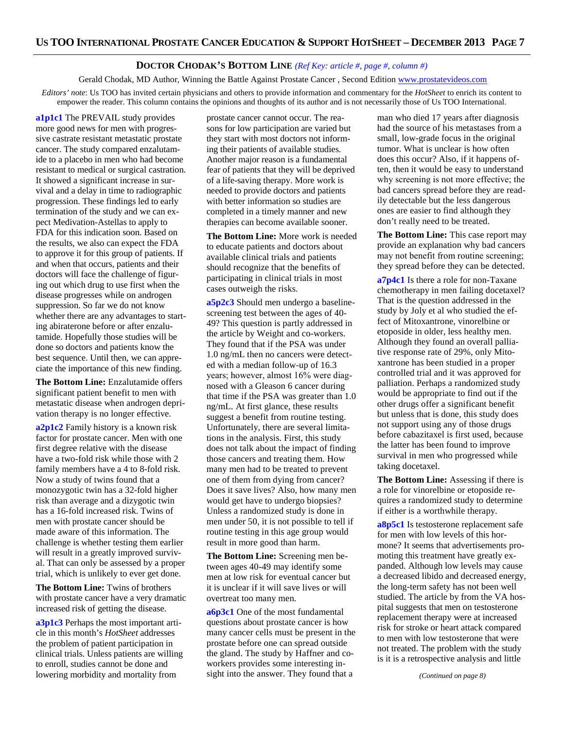## DOCTOR CHODAK'S BOTTOM LINE *(Ref Key: article #, page #, column #)*

Gerald Chodak, MD Author, Winning the Battle Against Prostate Cancer , Second Edition www.prostatevideos.com

*Editors' note*: Us TOO has invited certain physicians and others to provide information and commentary for the *HotSheet* to enrich its content to empower the reader. This column contains the opinions and thoughts of its author and is not necessarily those of Us TOO International.

**a1p1c1** The PREVAIL study provides more good news for men with progressive castrate resistant metastatic prostate cancer. The study compared enzalutamide to a placebo in men who had become resistant to medical or surgical castration. It showed a significant increase in survival and a delay in time to radiographic progression. These findings led to early termination of the study and we can expect Medivation-Astellas to apply to FDA for this indication soon. Based on the results, we also can expect the FDA to approve it for this group of patients. If and when that occurs, patients and their doctors will face the challenge of figuring out which drug to use first when the disease progresses while on androgen suppression. So far we do not know whether there are any advantages to starting abiraterone before or after enzalutamide. Hopefully those studies will be done so doctors and patients know the best sequence. Until then, we can appreciate the importance of this new finding.

**The Bottom Line:** Enzalutamide offers significant patient benefit to men with metastatic disease when androgen deprivation therapy is no longer effective.

**a2p1c2** Family history is a known risk factor for prostate cancer. Men with one first degree relative with the disease have a two-fold risk while those with 2 family members have a 4 to 8-fold risk. Now a study of twins found that a monozygotic twin has a 32-fold higher risk than average and a dizygotic twin has a 16-fold increased risk. Twins of men with prostate cancer should be made aware of this information. The challenge is whether testing them earlier will result in a greatly improved survival. That can only be assessed by a proper trial, which is unlikely to ever get done.

**The Bottom Line:** Twins of brothers with prostate cancer have a very dramatic increased risk of getting the disease.

**a3p1c3** Perhaps the most important article in this month's *HotSheet* addresses the problem of patient participation in clinical trials. Unless patients are willing to enroll, studies cannot be done and lowering morbidity and mortality from prostate cancer cannot occur. The reasons for low participation are varied but they start with most doctors not informing their patients of available studies. Another major reason is a fundamental fear of patients that they will be deprived of a life-saving therapy. More work is needed to provide doctors and patients with better information so studies are completed in a timely manner and new therapies can become available sooner.

**The Bottom Line:** More work is needed to educate patients and doctors about available clinical trials and patients should recognize that the benefits of participating in clinical trials in most cases outweigh the risks.

**a5p2c3** Should men undergo a baseline-screening test between the ages of 40-49? This question is partly addressed in the article by Weight and co-workers. They found that if the PSA was under 1.0 ng/mL then no cancers were detected with a median follow-up of 16.3 years; however, almost 16% were diagnosed with a Gleason 6 cancer during that time if the PSA was greater than 1.0 ng/mL. At first glance, these results suggest a benefit from routine testing. Unfortunately, there are several limitations in the analysis. First, this study does not talk about the impact of finding those cancers and treating them. How many men had to be treated to prevent one of them from dying from cancer? Does it save lives? Also, how many men would get have to undergo biopsies? Unless a randomized study is done in men under 50, it is not possible to tell if routine testing in this age group would result in more good than harm.

**The Bottom Line:** Screening men between ages 40-49 may identify some men at low risk for eventual cancer but it is unclear if it will save lives or will overtreat too many men.

**a6p3c1** One of the most fundamental questions about prostate cancer is how many cancer cells must be present in the prostate before one can spread outside the gland. The study by Haffner and co-workers provides some interesting insight into the answer. They found that a man who died 17 years after diagnosis had the source of his metastases from a small, low-grade focus in the original tumor. What is unclear is how often does this occur? Also, if it happens often, then it would be easy to understand why screening is not more effective; the bad cancers spread before they are readily detectable but the less dangerous ones are easier to find although they don't really need to be treated.

**The Bottom Line:** This case report may provide an explanation why bad cancers may not benefit from routine screening; they spread before they can be detected.

**a7p4c1** Is there a role for non-Taxane chemotherapy in men failing docetaxel? That is the question addressed in the study by Joly et al who studied the effect of Mitoxantrone, vinorelbine or etoposide in older, less healthy men. Although they found an overall palliative response rate of 29%, only Mitoxantrone has been studied in a proper controlled trial and it was approved for palliation. Perhaps a randomized study would be appropriate to find out if the other drugs offer a significant benefit but unless that is done, this study does not support using any of those drugs before cabazitaxel is first used, because the latter has been found to improve survival in men who progressed while taking docetaxel.

**The Bottom Line:** Assessing if there is a role for vinorelbine or etoposide requires a randomized study to determine if either is a worthwhile therapy.

**a8p5c1** Is testosterone replacement safe for men with low levels of this hormone? It seems that advertisements promoting this treatment have greatly expanded. Although low levels may cause a decreased libido and decreased energy, the long-term safety has not been well studied. The article by from the VA hospital suggests that men on testosterone replacement therapy were at increased risk for stroke or heart attack compared to men with low testosterone that were not treated. The problem with the study is it is a retrospective analysis and little

*(Continued on page 8)*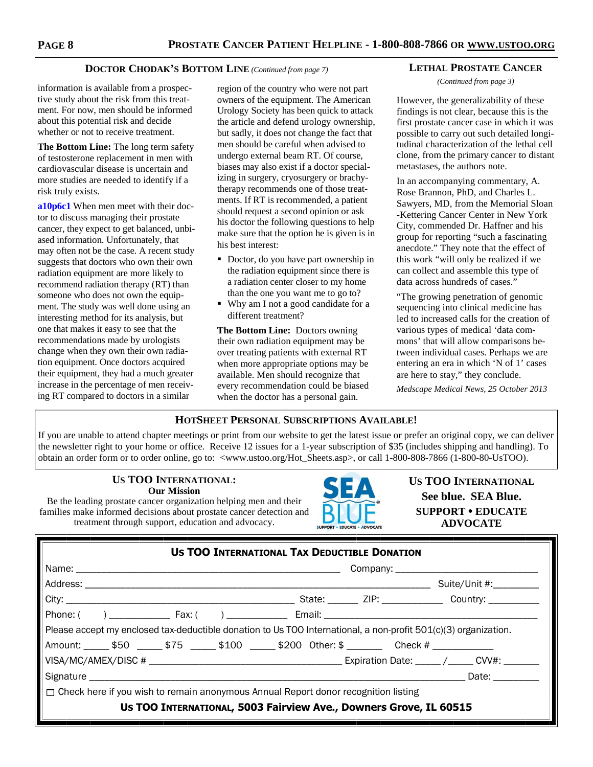## DOCTOR CHODAK'S BOTTOM LINE *(Continued from page 7)*

information is available from a prospective study about the risk from this treatment. For now, men should be informed about this potential risk and decide whether or not to receive treatment.

**The Bottom Line:** The long term safety of testosterone replacement in men with cardiovascular disease is uncertain and more studies are needed to identify if a risk truly exists.

**a10p6c1** When men meet with their doctor to discuss managing their prostate cancer, they expect to get balanced, unbiased information. Unfortunately, that may often not be the case. A recent study suggests that doctors who own their own radiation equipment are more likely to recommend radiation therapy (RT) than someone who does not own the equipment. The study was well done using an interesting method for its analysis, but one that makes it easy to see that the recommendations made by urologists change when they own their own radiation equipment. Once doctors acquired their equipment, they had a much greater increase in the percentage of men receiving RT compared to doctors in a similar region of the country who were not part owners of the equipment. The American Urology Society has been quick to attack the article and defend urology ownership, but sadly, it does not change the fact that men should be careful when advised to undergo external beam RT. Of course, biases may also exist if a doctor specializing in surgery, cryosurgery or brachytherapy recommends one of those treatments. If RT is recommended, a patient should request a second opinion or ask his doctor the following questions to help make sure that the option he is given is in his best interest:

- Doctor, do you have part ownership in the radiation equipment since there is a radiation center closer to my home than the one you want me to go to?
- Why am I not a good candidate for a different treatment?

**The Bottom Line:** Doctors owning their own radiation equipment may be over treating patients with external RT when more appropriate options may be available. Men should recognize that every recommendation could be biased when the doctor has a personal gain.

## LETHAL PROSTATE CANCER

*(Continued from page 3)*

However, the generalizability of these findings is not clear, because this is the first prostate cancer case in which it was possible to carry out such detailed longitudinal characterization of the lethal cell clone, from the primary cancer to distant metastases, the authors note.

In an accompanying commentary, A. Rose Brannon, PhD, and Charles L. Sawyers, MD, from the Memorial Sloan -Kettering Cancer Center in New York City, commended Dr. Haffner and his group for reporting "such a fascinating anecdote." They note that the effect of this work "will only be realized if we can collect and assemble this type of data across hundreds of cases."

"The growing penetration of genomic sequencing into clinical medicine has led to increased calls for the creation of various types of medical 'data commons' that will allow comparisons between individual cases. Perhaps we are entering an era in which 'N of 1' cases are here to stay," they conclude.

*Medscape Medical News, 25 October 2013*

## HOTSHEET PERSONAL SUBSCRIPTIONS AVAILABLE!

If you are unable to attend chapter meetings or print from our website to get the latest issue or prefer an original copy, we can deliver the newsletter right to your home or office. Receive 12 issues for a 1-year subscription of $35 (includes shipping and handling). To obtain an order form or to order online, go to: <www.ustoo.org/Hot_Sheets.asp>, or call 1-800-808-7866 (1-800-80-UsTOO).

### US TOO INTERNATIONAL: Our Mission

Be the leading prostate cancer organization helping men and their families make informed decisions about prostate cancer detection and treatment through support, education and advocacy.

SEA BLUE® SUPPORT • EDUCATE • ADVOCATE

**US TOO INTERNATIONAL**
**See blue. SEA Blue.**
**SUPPORT • EDUCATE ADVOCATE**

### US TOO INTERNATIONAL TAX DEDUCTIBLE DONATION

Name: ______________________________ Company: ______________________

Address: ______________________________________ Suite/Unit #: ________

City: ____________________________ State: ______ ZIP: __________ Country: _________

Phone: ( ) __________ Fax: ( ) __________ Email: ______________________________

Please accept my enclosed tax-deductible donation to Us TOO International, a non-profit 501(c)(3) organization.

Amount: _____ $50 _____ $75 _____ $100 _____ $200 Other: $ _______ Check # ___________

VISA/MC/AMEX/DISC # ______________________________ Expiration Date: _____ /_____ CVV#: _______

Signature ________________________________________________________ Date: _________

☐ Check here if you wish to remain anonymous Annual Report donor recognition listing

**US TOO INTERNATIONAL, 5003 Fairview Ave., Downers Grove, IL 60515**